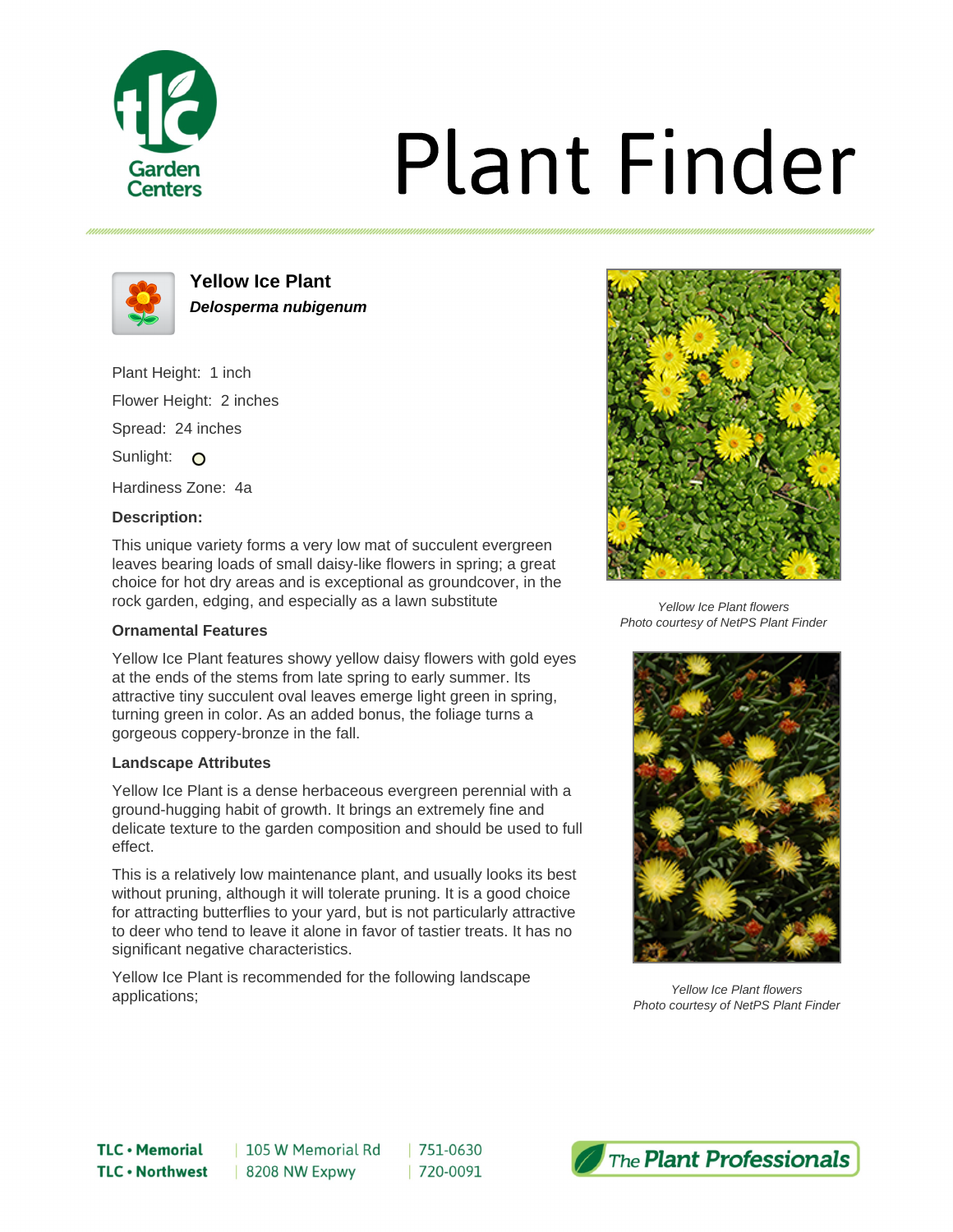# Plant Finder

## Yellow Ice Plant

***Delosperma nubigenum***

Plant Height: 1 inch

Flower Height: 2 inches

Spread: 24 inches

Sunlight:

Hardiness Zone: 4a

### Description:

This unique variety forms a very low mat of succulent evergreen leaves bearing loads of small daisy-like flowers in spring; a great choice for hot dry areas and is exceptional as groundcover, in the rock garden, edging, and especially as a lawn substitute

### Ornamental Features

Yellow Ice Plant features showy yellow daisy flowers with gold eyes at the ends of the stems from late spring to early summer. Its attractive tiny succulent oval leaves emerge light green in spring, turning green in color. As an added bonus, the foliage turns a gorgeous coppery-bronze in the fall.

### Landscape Attributes

Yellow Ice Plant is a dense herbaceous evergreen perennial with a ground-hugging habit of growth. It brings an extremely fine and delicate texture to the garden composition and should be used to full effect.

This is a relatively low maintenance plant, and usually looks its best without pruning, although it will tolerate pruning. It is a good choice for attracting butterflies to your yard, but is not particularly attractive to deer who tend to leave it alone in favor of tastier treats. It has no significant negative characteristics.

Yellow Ice Plant is recommended for the following landscape applications;

*Yellow Ice Plant flowers*
*Photo courtesy of NetPS Plant Finder*

*Yellow Ice Plant flowers*
*Photo courtesy of NetPS Plant Finder*

**TLC • Memorial** | 105 W Memorial Rd | 751-0630
**TLC • Northwest** | 8208 NW Expwy | 720-0091

The Plant Professionals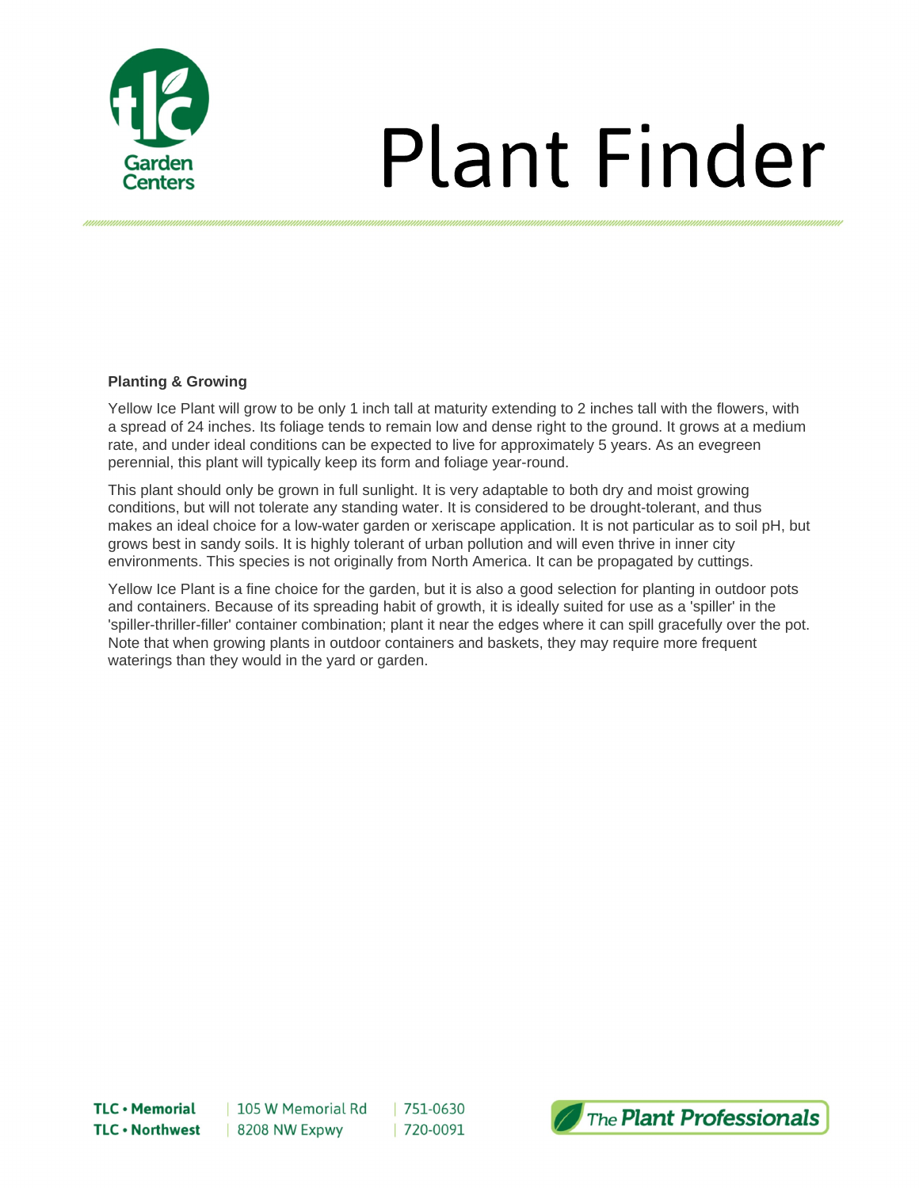# Plant Finder

### Planting & Growing

Yellow Ice Plant will grow to be only 1 inch tall at maturity extending to 2 inches tall with the flowers, with a spread of 24 inches. Its foliage tends to remain low and dense right to the ground. It grows at a medium rate, and under ideal conditions can be expected to live for approximately 5 years. As an evegreen perennial, this plant will typically keep its form and foliage year-round.

This plant should only be grown in full sunlight. It is very adaptable to both dry and moist growing conditions, but will not tolerate any standing water. It is considered to be drought-tolerant, and thus makes an ideal choice for a low-water garden or xeriscape application. It is not particular as to soil pH, but grows best in sandy soils. It is highly tolerant of urban pollution and will even thrive in inner city environments. This species is not originally from North America. It can be propagated by cuttings.

Yellow Ice Plant is a fine choice for the garden, but it is also a good selection for planting in outdoor pots and containers. Because of its spreading habit of growth, it is ideally suited for use as a 'spiller' in the 'spiller-thriller-filler' container combination; plant it near the edges where it can spill gracefully over the pot. Note that when growing plants in outdoor containers and baskets, they may require more frequent waterings than they would in the yard or garden.

**TLC • Memorial** | 105 W Memorial Rd | 751-0630
**TLC • Northwest** | 8208 NW Expwy | 720-0091

*The Plant Professionals*